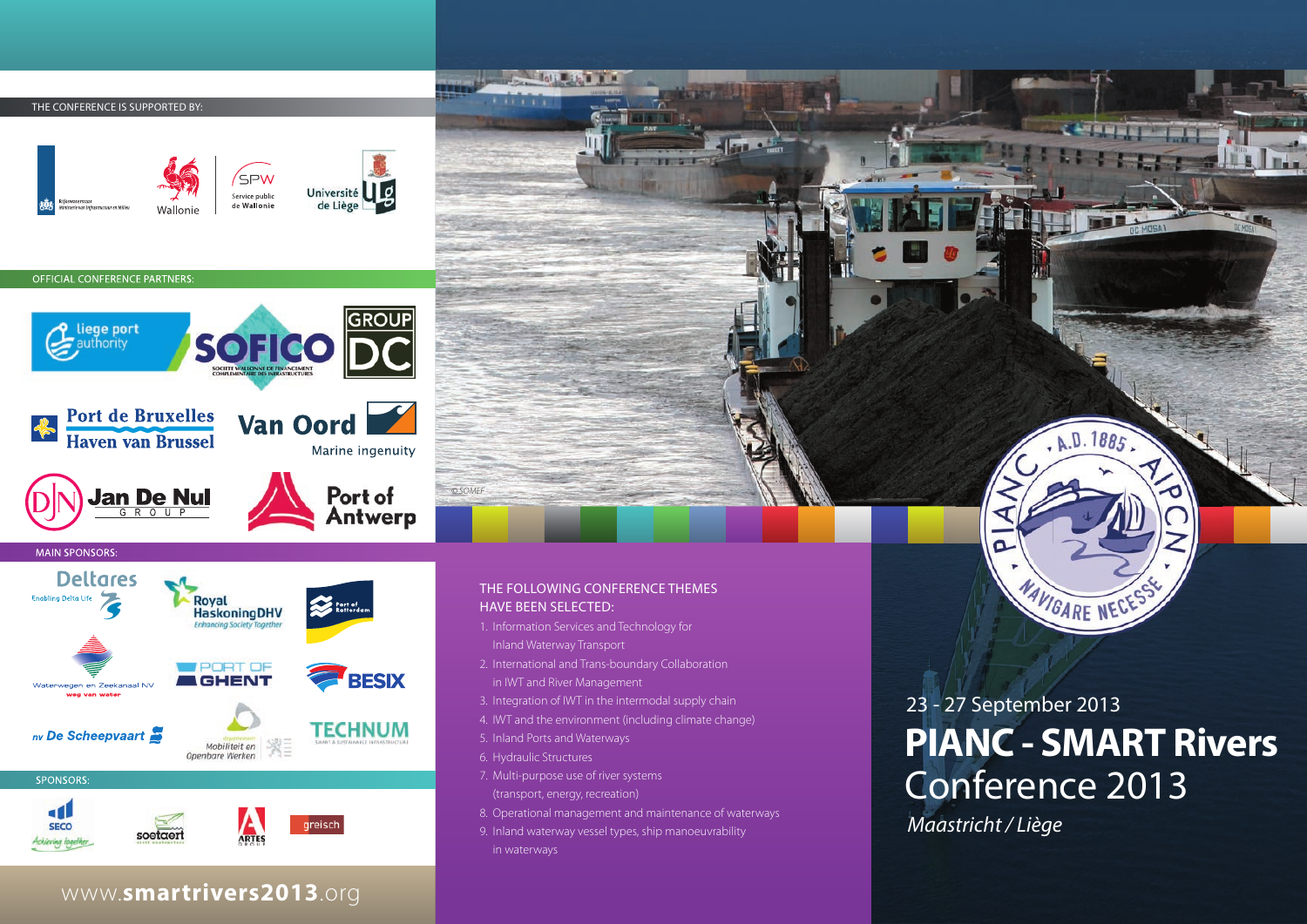# PIANC - SMART Rivers Conference 2013

23 - 27 September 2013

*Maastricht / Liège*

## THE CONFERENCE IS SUPPORTED BY:

Rijkswaterstaat – Ministerie van Infrastructuur en Milieu

Wallonie

SPW – Service public de Wallonie

Université de Liège

## OFFICIAL CONFERENCE PARTNERS:

liege port authority

SOFICO – Société Wallonne de Financement Complémentaire des Infrastructures

GROUP DC

Port de Bruxelles – Haven van Brussel

Van Oord – Marine ingenuity

Jan De Nul Group

Port of Antwerp

## MAIN SPONSORS:

Deltares – Enabling Delta Life

Royal HaskoningDHV – Enhancing Society Together

Port of Rotterdam

Waterwegen en Zeekanaal NV – weg van water

Port of Ghent

BESIX

nv De Scheepvaart

Mobiliteit en Openbare Werken

TECHNUM – Smart & Sustainable Infrastructure

## SPONSORS:

SECO – Achieving together

soetaert

ARTES Group

greisch

www.smartrivers2013.org

© SOMEF

PIANC – AIPCN – A.D. 1885 – NAVIGARE NECESSE

## THE FOLLOWING CONFERENCE THEMES HAVE BEEN SELECTED:

1. Information Services and Technology for Inland Waterway Transport
2. International and Trans-boundary Collaboration in IWT and River Management
3. Integration of IWT in the intermodal supply chain
4. IWT and the environment (including climate change)
5. Inland Ports and Waterways
6. Hydraulic Structures
7. Multi-purpose use of river systems (transport, energy, recreation)
8. Operational management and maintenance of waterways
9. Inland waterway vessel types, ship manoeuvrability in waterways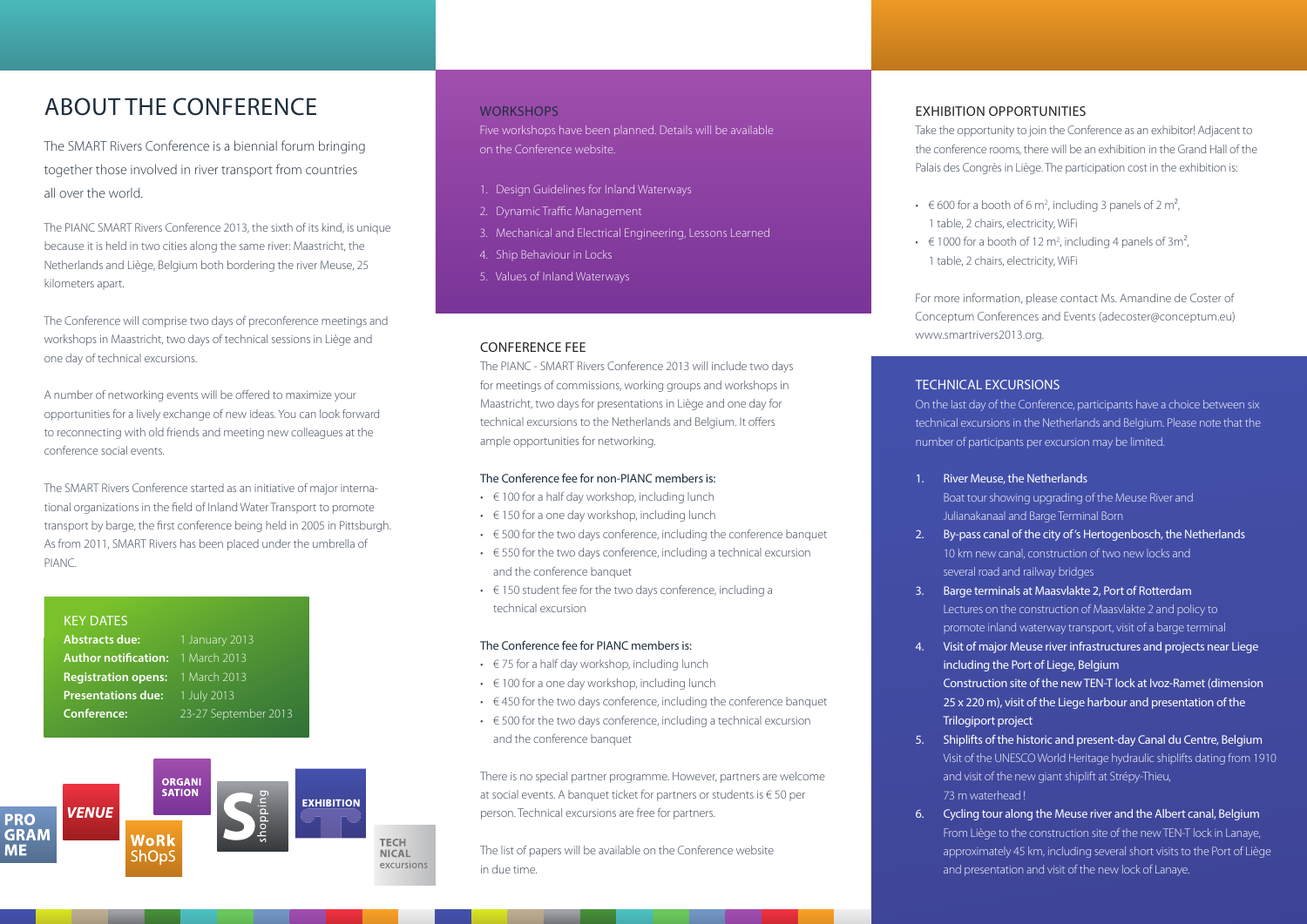# ABOUT THE CONFERENCE

The SMART Rivers Conference is a biennial forum bringing together those involved in river transport from countries all over the world.

The PIANC SMART Rivers Conference 2013, the sixth of its kind, is unique because it is held in two cities along the same river: Maastricht, the Netherlands and Liège, Belgium both bordering the river Meuse, 25 kilometers apart.

The Conference will comprise two days of preconference meetings and workshops in Maastricht, two days of technical sessions in Liège and one day of technical excursions.

A number of networking events will be offered to maximize your opportunities for a lively exchange of new ideas. You can look forward to reconnecting with old friends and meeting new colleagues at the conference social events.

The SMART Rivers Conference started as an initiative of major international organizations in the field of Inland Water Transport to promote transport by barge, the first conference being held in 2005 in Pittsburgh. As from 2011, SMART Rivers has been placed under the umbrella of PIANC.

## KEY DATES

| | |
|---|---|
| **Abstracts due:** | 1 January 2013 |
| **Author notification:** | 1 March 2013 |
| **Registration opens:** | 1 March 2013 |
| **Presentations due:** | 1 July 2013 |
| **Conference:** | 23-27 September 2013 |

PROGRAMME · VENUE · ORGANISATION · WoRk ShOpS · shopping · EXHIBITION · TECHNICAL excursions

## WORKSHOPS

Five workshops have been planned. Details will be available on the Conference website.

1. Design Guidelines for Inland Waterways
2. Dynamic Traffic Management
3. Mechanical and Electrical Engineering, Lessons Learned
4. Ship Behaviour in Locks
5. Values of Inland Waterways

## CONFERENCE FEE

The PIANC - SMART Rivers Conference 2013 will include two days for meetings of commissions, working groups and workshops in Maastricht, two days for presentations in Liège and one day for technical excursions to the Netherlands and Belgium. It offers ample opportunities for networking.

The Conference fee for non-PIANC members is:

- € 100 for a half day workshop, including lunch
- € 150 for a one day workshop, including lunch
- € 500 for the two days conference, including the conference banquet
- € 550 for the two days conference, including a technical excursion and the conference banquet
- € 150 student fee for the two days conference, including a technical excursion

The Conference fee for PIANC members is:

- € 75 for a half day workshop, including lunch
- € 100 for a one day workshop, including lunch
- € 450 for the two days conference, including the conference banquet
- € 500 for the two days conference, including a technical excursion and the conference banquet

There is no special partner programme. However, partners are welcome at social events. A banquet ticket for partners or students is € 50 per person. Technical excursions are free for partners.

The list of papers will be available on the Conference website in due time.

## EXHIBITION OPPORTUNITIES

Take the opportunity to join the Conference as an exhibitor! Adjacent to the conference rooms, there will be an exhibition in the Grand Hall of the Palais des Congrès in Liège. The participation cost in the exhibition is:

- € 600 for a booth of 6 $m^2$, including 3 panels of 2 $m^2$, 1 table, 2 chairs, electricity, WiFi
- € 1000 for a booth of 12 $m^2$, including 4 panels of 3$m^2$, 1 table, 2 chairs, electricity, WiFi

For more information, please contact Ms. Amandine de Coster of Conceptum Conferences and Events (adecoster@conceptum.eu) www.smartrivers2013.org.

## TECHNICAL EXCURSIONS

On the last day of the Conference, participants have a choice between six technical excursions in the Netherlands and Belgium. Please note that the number of participants per excursion may be limited.

1. River Meuse, the Netherlands
   Boat tour showing upgrading of the Meuse River and Julianakanaal and Barge Terminal Born
2. By-pass canal of the city of's Hertogenbosch, the Netherlands
   10 km new canal, construction of two new locks and several road and railway bridges
3. Barge terminals at Maasvlakte 2, Port of Rotterdam
   Lectures on the construction of Maasvlakte 2 and policy to promote inland waterway transport, visit of a barge terminal
4. Visit of major Meuse river infrastructures and projects near Liege including the Port of Liege, Belgium
   Construction site of the new TEN-T lock at Ivoz-Ramet (dimension 25 x 220 m), visit of the Liege harbour and presentation of the Trilogiport project
5. Shiplifts of the historic and present-day Canal du Centre, Belgium
   Visit of the UNESCO World Heritage hydraulic shiplifts dating from 1910 and visit of the new giant shiplift at Strépy-Thieu, 73 m waterhead !
6. Cycling tour along the Meuse river and the Albert canal, Belgium
   From Liège to the construction site of the new TEN-T lock in Lanaye, approximately 45 km, including several short visits to the Port of Liège and presentation and visit of the new lock of Lanaye.